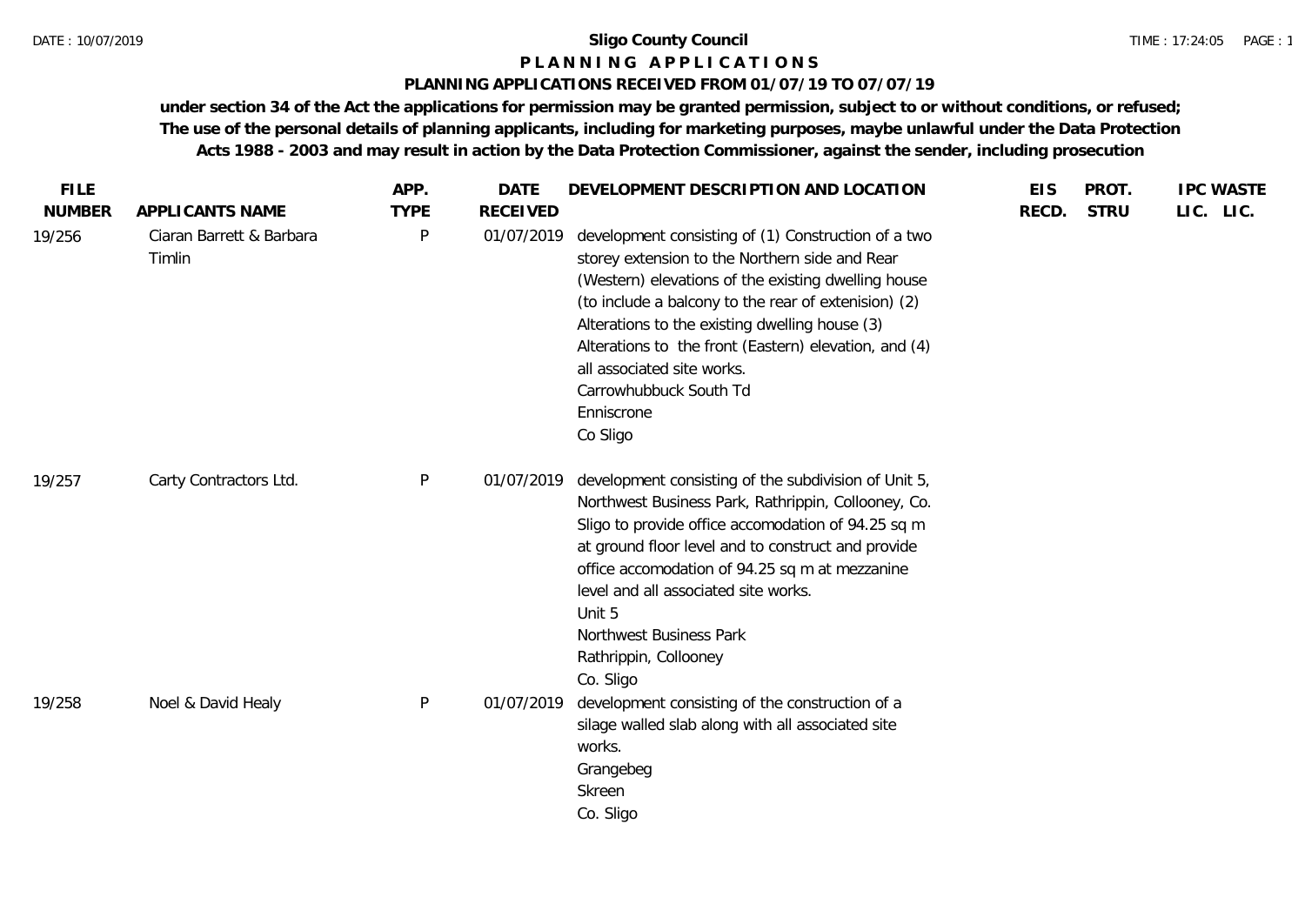# Sligo County Council

## P L A N N I N G   A P P L I C A T I O N S

### PLANNING APPLICATIONS RECEIVED FROM 01/07/19 TO 07/07/19

**under section 34 of the Act the applications for permission may be granted permission, subject to or without conditions, or refused; The use of the personal details of planning applicants, including for marketing purposes, maybe unlawful under the Data Protection Acts 1988 - 2003 and may result in action by the Data Protection Commissioner, against the sender, including prosecution**

| FILE NUMBER | APPLICANTS NAME | APP. TYPE | DATE RECEIVED | DEVELOPMENT DESCRIPTION AND LOCATION | EIS RECD. | PROT. STRU | IPC LIC. | WASTE LIC. |
|---|---|---|---|---|---|---|---|---|
| 19/256 | Ciaran Barrett & Barbara Timlin | P | 01/07/2019 | development consisting of (1) Construction of a two storey extension to the Northern side and Rear (Western) elevations of the existing dwelling house (to include a balcony to the rear of extenision) (2) Alterations to the existing dwelling house (3) Alterations to the front (Eastern) elevation, and (4) all associated site works.<br>Carrowhubbuck South Td<br>Enniscrone<br>Co Sligo | | | | |
| 19/257 | Carty Contractors Ltd. | P | 01/07/2019 | development consisting of the subdivision of Unit 5, Northwest Business Park, Rathrippin, Collooney, Co. Sligo to provide office accomodation of 94.25 sq m at ground floor level and to construct and provide office accomodation of 94.25 sq m at mezzanine level and all associated site works.<br>Unit 5<br>Northwest Business Park<br>Rathrippin, Collooney<br>Co. Sligo | | | | |
| 19/258 | Noel & David Healy | P | 01/07/2019 | development consisting of the construction of a silage walled slab along with all associated site works.<br>Grangebeg<br>Skreen<br>Co. Sligo | | | | |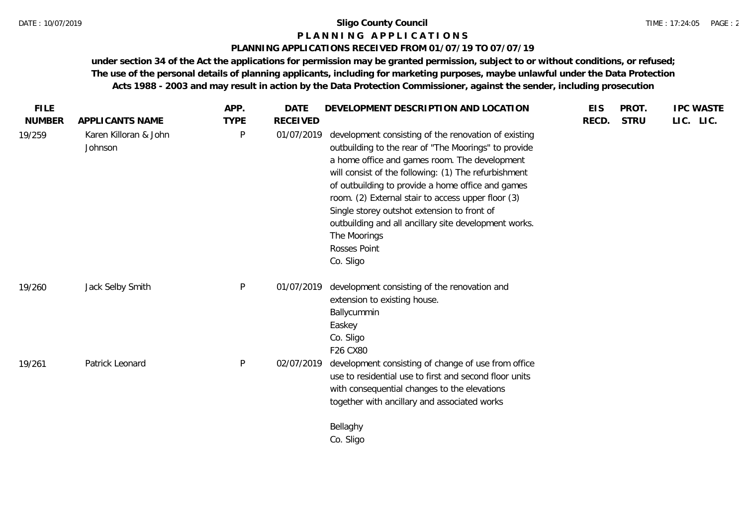**Sligo County Council**

**P L A N N I N G  A P P L I C A T I O N S**

**PLANNING APPLICATIONS RECEIVED FROM 01/07/19 TO 07/07/19**

**under section 34 of the Act the applications for permission may be granted permission, subject to or without conditions, or refused; The use of the personal details of planning applicants, including for marketing purposes, maybe unlawful under the Data Protection Acts 1988 - 2003 and may result in action by the Data Protection Commissioner, against the sender, including prosecution**

| FILE NUMBER | APPLICANTS NAME | APP. TYPE | DATE RECEIVED | DEVELOPMENT DESCRIPTION AND LOCATION | EIS RECD. | PROT. STRU | IPC LIC. | WASTE LIC. |
|---|---|---|---|---|---|---|---|---|
| 19/259 | Karen Killoran & John Johnson | P | 01/07/2019 | development consisting of the renovation of existing outbuilding to the rear of "The Moorings" to provide a home office and games room. The development will consist of the following: (1) The refurbishment of outbuilding to provide a home office and games room. (2) External stair to access upper floor (3) Single storey outshot extension to front of outbuilding and all ancillary site development works.<br>The Moorings<br>Rosses Point<br>Co. Sligo | | | | |
| 19/260 | Jack Selby Smith | P | 01/07/2019 | development consisting of the renovation and extension to existing house.<br>Ballycummin<br>Easkey<br>Co. Sligo<br>F26 CX80 | | | | |
| 19/261 | Patrick Leonard | P | 02/07/2019 | development consisting of change of use from office use to residential use to first and second floor units with consequential changes to the elevations together with ancillary and associated works<br><br>Bellaghy<br>Co. Sligo | | | | |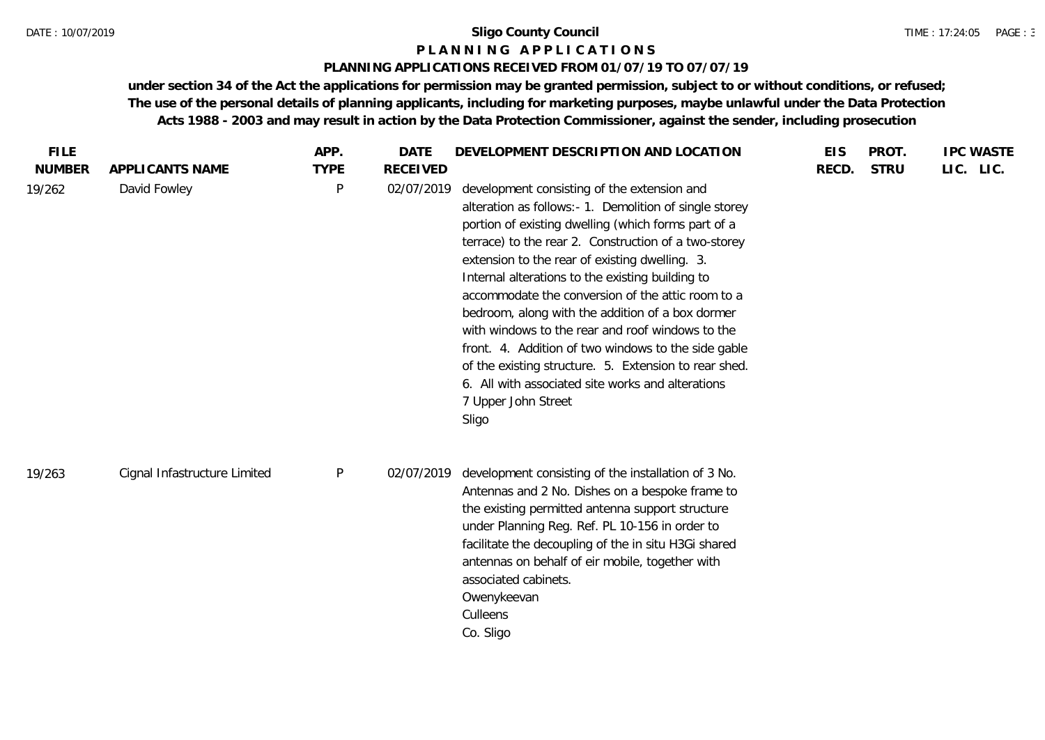**Sligo County Council**

**PLANNING APPLICATIONS**

**PLANNING APPLICATIONS RECEIVED FROM 01/07/19 TO 07/07/19**

**under section 34 of the Act the applications for permission may be granted permission, subject to or without conditions, or refused; The use of the personal details of planning applicants, including for marketing purposes, maybe unlawful under the Data Protection Acts 1988 - 2003 and may result in action by the Data Protection Commissioner, against the sender, including prosecution**

| FILE NUMBER | APPLICANTS NAME | APP. TYPE | DATE RECEIVED | DEVELOPMENT DESCRIPTION AND LOCATION | EIS RECD. | PROT. STRU | IPC LIC. | WASTE LIC. |
|---|---|---|---|---|---|---|---|---|
| 19/262 | David Fowley | P | 02/07/2019 | development consisting of the extension and alteration as follows:- 1. Demolition of single storey portion of existing dwelling (which forms part of a terrace) to the rear 2. Construction of a two-storey extension to the rear of existing dwelling. 3. Internal alterations to the existing building to accommodate the conversion of the attic room to a bedroom, along with the addition of a box dormer with windows to the rear and roof windows to the front. 4. Addition of two windows to the side gable of the existing structure. 5. Extension to rear shed. 6. All with associated site works and alterations 7 Upper John Street Sligo | | | | |
| 19/263 | Cignal Infastructure Limited | P | 02/07/2019 | development consisting of the installation of 3 No. Antennas and 2 No. Dishes on a bespoke frame to the existing permitted antenna support structure under Planning Reg. Ref. PL 10-156 in order to facilitate the decoupling of the in situ H3Gi shared antennas on behalf of eir mobile, together with associated cabinets. Owenykeevan Culleens Co. Sligo | | | | |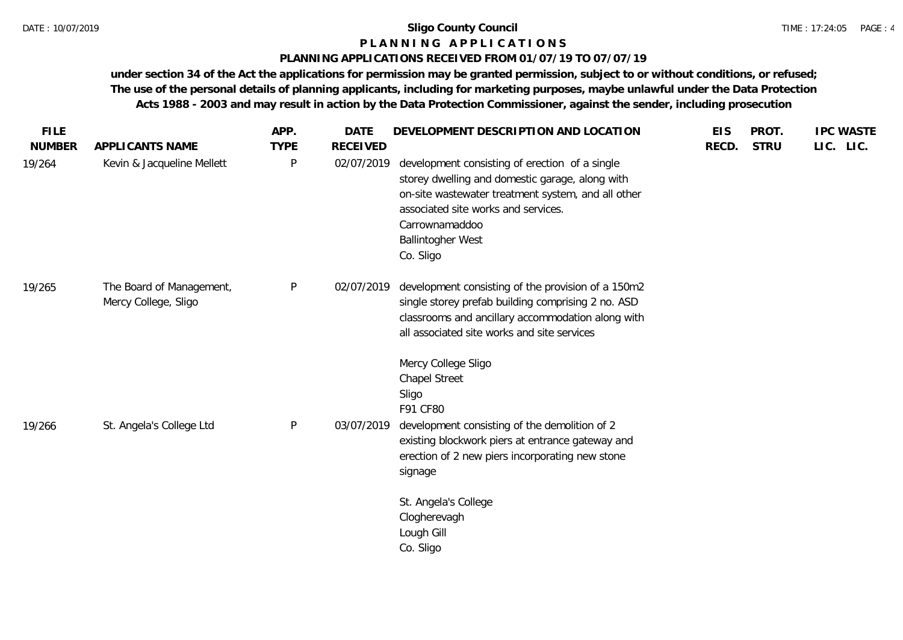**Sligo County Council**

**P L A N N I N G   A P P L I C A T I O N S**

**PLANNING APPLICATIONS RECEIVED FROM 01/07/19 TO 07/07/19**

**under section 34 of the Act the applications for permission may be granted permission, subject to or without conditions, or refused; The use of the personal details of planning applicants, including for marketing purposes, maybe unlawful under the Data Protection Acts 1988 - 2003 and may result in action by the Data Protection Commissioner, against the sender, including prosecution**

| FILE NUMBER | APPLICANTS NAME | APP. TYPE | DATE RECEIVED | DEVELOPMENT DESCRIPTION AND LOCATION | EIS RECD. | PROT. STRU | IPC LIC. | WASTE LIC. |
|---|---|---|---|---|---|---|---|---|
| 19/264 | Kevin & Jacqueline Mellett | P | 02/07/2019 | development consisting of erection of a single storey dwelling and domestic garage, along with on-site wastewater treatment system, and all other associated site works and services.<br>Carrownamaddoo<br>Ballintogher West<br>Co. Sligo | | | | |
| 19/265 | The Board of Management, Mercy College, Sligo | P | 02/07/2019 | development consisting of the provision of a 150m2 single storey prefab building comprising 2 no. ASD classrooms and ancillary accommodation along with all associated site works and site services<br><br>Mercy College Sligo<br>Chapel Street<br>Sligo<br>F91 CF80 | | | | |
| 19/266 | St. Angela's College Ltd | P | 03/07/2019 | development consisting of the demolition of 2 existing blockwork piers at entrance gateway and erection of 2 new piers incorporating new stone signage<br><br>St. Angela's College<br>Clogherevagh<br>Lough Gill<br>Co. Sligo | | | | |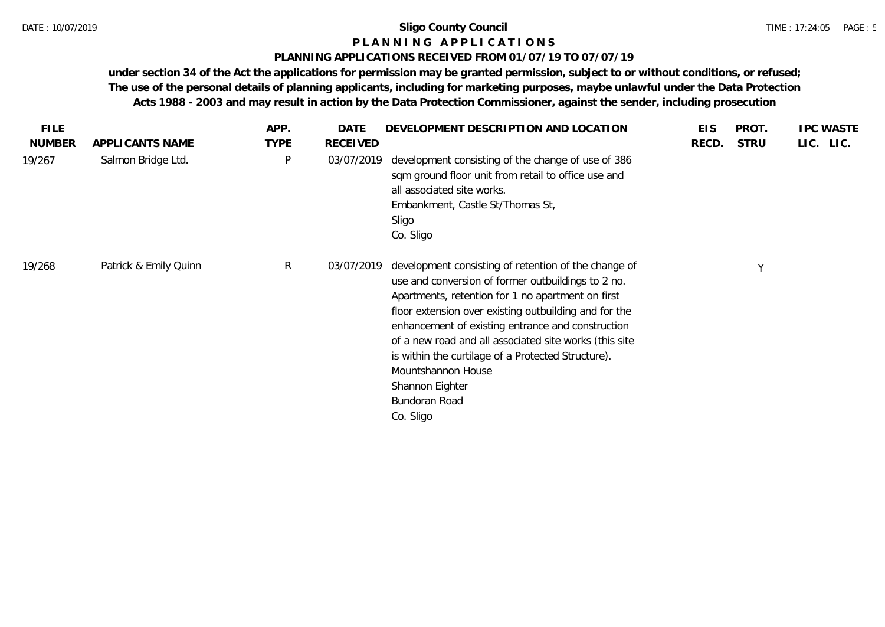**Sligo County Council**

**P L A N N I N G  A P P L I C A T I O N S**

**PLANNING APPLICATIONS RECEIVED FROM 01/07/19 TO 07/07/19**

**under section 34 of the Act the applications for permission may be granted permission, subject to or without conditions, or refused; The use of the personal details of planning applicants, including for marketing purposes, maybe unlawful under the Data Protection Acts 1988 - 2003 and may result in action by the Data Protection Commissioner, against the sender, including prosecution**

| FILE NUMBER | APPLICANTS NAME | APP. TYPE | DATE RECEIVED | DEVELOPMENT DESCRIPTION AND LOCATION | EIS RECD. | PROT. STRU | IPC LIC. | WASTE LIC. |
|---|---|---|---|---|---|---|---|---|
| 19/267 | Salmon Bridge Ltd. | P | 03/07/2019 | development consisting of the change of use of 386 sqm ground floor unit from retail to office use and all associated site works.<br>Embankment, Castle St/Thomas St,<br>Sligo<br>Co. Sligo | | | | |
| 19/268 | Patrick & Emily Quinn | R | 03/07/2019 | development consisting of retention of the change of use and conversion of former outbuildings to 2 no. Apartments, retention for 1 no apartment on first floor extension over existing outbuilding and for the enhancement of existing entrance and construction of a new road and all associated site works (this site is within the curtilage of a Protected Structure).<br>Mountshannon House<br>Shannon Eighter<br>Bundoran Road<br>Co. Sligo | | Y | | |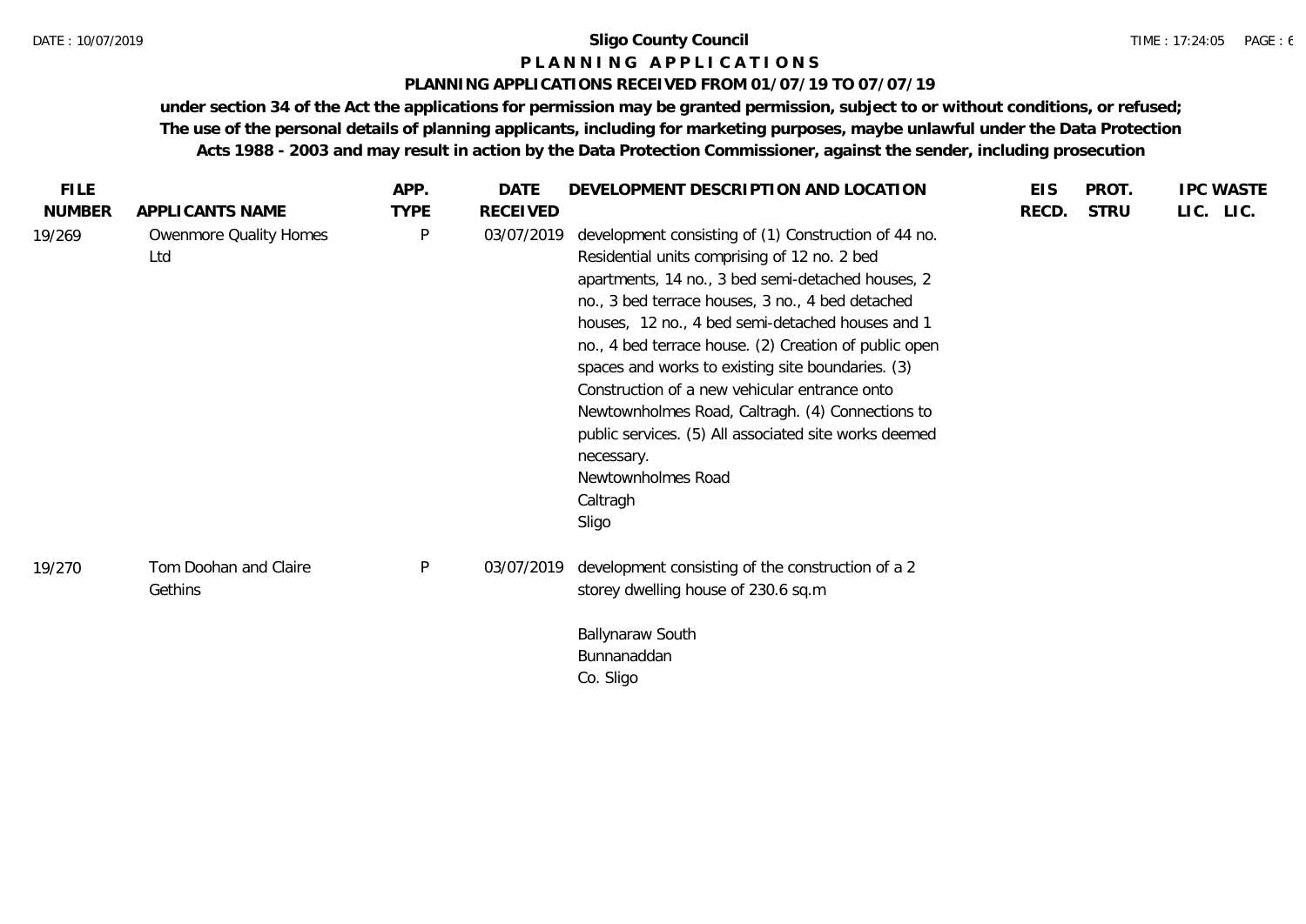**Sligo County Council**

**P L A N N I N G A P P L I C A T I O N S**

**PLANNING APPLICATIONS RECEIVED FROM 01/07/19 TO 07/07/19**

**under section 34 of the Act the applications for permission may be granted permission, subject to or without conditions, or refused; The use of the personal details of planning applicants, including for marketing purposes, maybe unlawful under the Data Protection Acts 1988 - 2003 and may result in action by the Data Protection Commissioner, against the sender, including prosecution**

| FILE NUMBER | APPLICANTS NAME | APP. TYPE | DATE RECEIVED | DEVELOPMENT DESCRIPTION AND LOCATION | EIS RECD. | PROT. STRU | IPC LIC. | WASTE LIC. |
|---|---|---|---|---|---|---|---|---|
| 19/269 | Owenmore Quality Homes Ltd | P | 03/07/2019 | development consisting of (1) Construction of 44 no. Residential units comprising of 12 no. 2 bed apartments, 14 no., 3 bed semi-detached houses, 2 no., 3 bed terrace houses, 3 no., 4 bed detached houses, 12 no., 4 bed semi-detached houses and 1 no., 4 bed terrace house. (2) Creation of public open spaces and works to existing site boundaries. (3) Construction of a new vehicular entrance onto Newtownholmes Road, Caltragh. (4) Connections to public services. (5) All associated site works deemed necessary.<br>Newtownholmes Road<br>Caltragh<br>Sligo | | | | |
| 19/270 | Tom Doohan and Claire Gethins | P | 03/07/2019 | development consisting of the construction of a 2 storey dwelling house of 230.6 sq.m<br><br>Ballynaraw South<br>Bunnanaddan<br>Co. Sligo | | | | |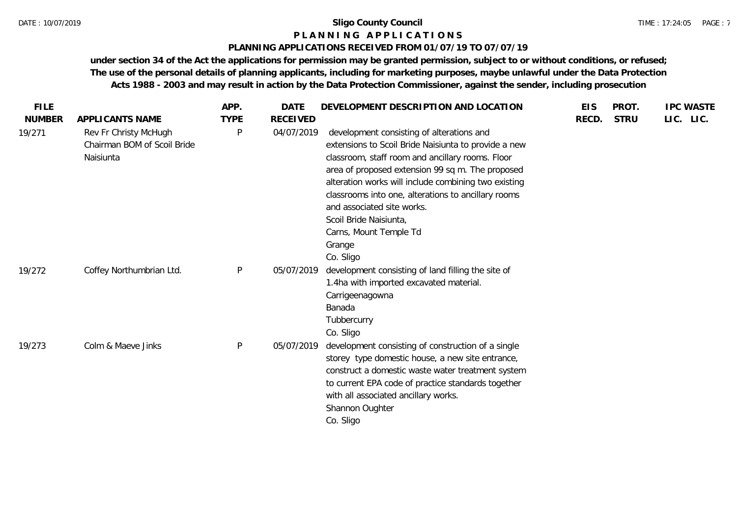**Sligo County Council**

**P L A N N I N G   A P P L I C A T I O N S**

**PLANNING APPLICATIONS RECEIVED FROM 01/07/19 TO 07/07/19**

**under section 34 of the Act the applications for permission may be granted permission, subject to or without conditions, or refused; The use of the personal details of planning applicants, including for marketing purposes, maybe unlawful under the Data Protection Acts 1988 - 2003 and may result in action by the Data Protection Commissioner, against the sender, including prosecution**

| FILE NUMBER | APPLICANTS NAME | APP. TYPE | DATE RECEIVED | DEVELOPMENT DESCRIPTION AND LOCATION | EIS RECD. | PROT. STRU | IPC LIC. | WASTE LIC. |
|---|---|---|---|---|---|---|---|---|
| 19/271 | Rev Fr Christy McHugh Chairman BOM of Scoil Bride Naisiunta | P | 04/07/2019 | development consisting of alterations and extensions to Scoil Bride Naisiunta to provide a new classroom, staff room and ancillary rooms. Floor area of proposed extension 99 sq m. The proposed alteration works will include combining two existing classrooms into one, alterations to ancillary rooms and associated site works.<br>Scoil Bride Naisiunta,<br>Carns, Mount Temple Td<br>Grange<br>Co. Sligo | | | | |
| 19/272 | Coffey Northumbrian Ltd. | P | 05/07/2019 | development consisting of land filling the site of 1.4ha with imported excavated material.<br>Carrigeenagowna<br>Banada<br>Tubbercurry<br>Co. Sligo | | | | |
| 19/273 | Colm & Maeve Jinks | P | 05/07/2019 | development consisting of construction of a single storey type domestic house, a new site entrance, construct a domestic waste water treatment system to current EPA code of practice standards together with all associated ancillary works.<br>Shannon Oughter<br>Co. Sligo | | | | |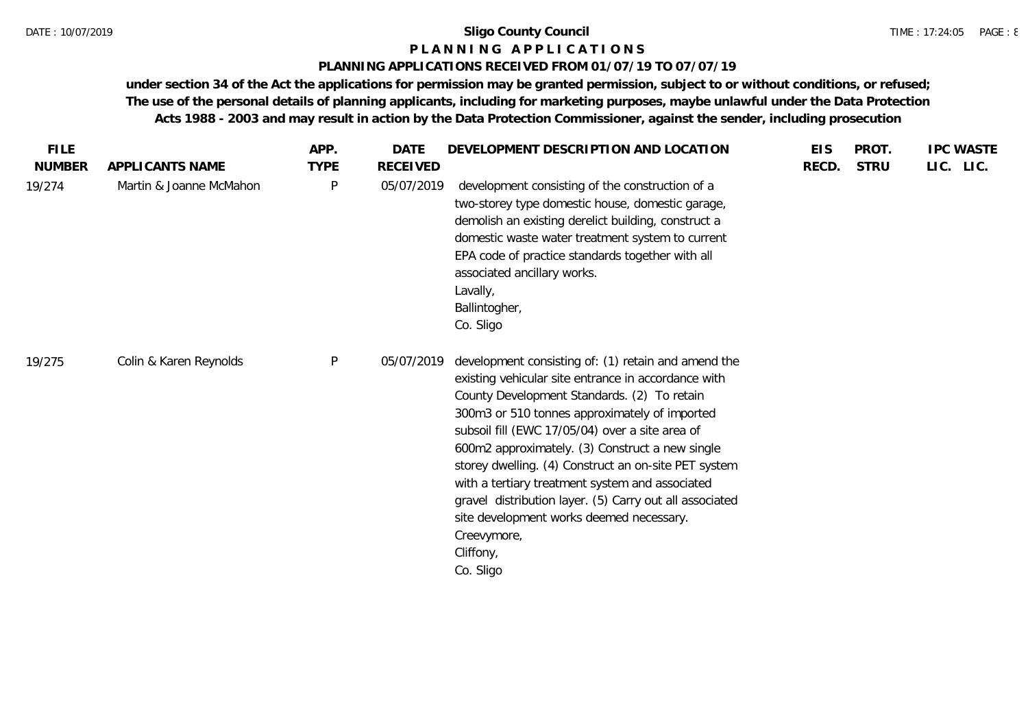**Sligo County Council**

**P L A N N I N G   A P P L I C A T I O N S**

**PLANNING APPLICATIONS RECEIVED FROM 01/07/19 TO 07/07/19**

**under section 34 of the Act the applications for permission may be granted permission, subject to or without conditions, or refused; The use of the personal details of planning applicants, including for marketing purposes, maybe unlawful under the Data Protection Acts 1988 - 2003 and may result in action by the Data Protection Commissioner, against the sender, including prosecution**

| FILE NUMBER | APPLICANTS NAME | APP. TYPE | DATE RECEIVED | DEVELOPMENT DESCRIPTION AND LOCATION | EIS RECD. | PROT. STRU | IPC LIC. | WASTE LIC. |
|---|---|---|---|---|---|---|---|---|
| 19/274 | Martin & Joanne McMahon | P | 05/07/2019 | development consisting of the construction of a two-storey type domestic house, domestic garage, demolish an existing derelict building, construct a domestic waste water treatment system to current EPA code of practice standards together with all associated ancillary works.<br>Lavally,<br>Ballintogher,<br>Co. Sligo | | | | |
| 19/275 | Colin & Karen Reynolds | P | 05/07/2019 | development consisting of: (1) retain and amend the existing vehicular site entrance in accordance with County Development Standards. (2) To retain 300m3 or 510 tonnes approximately of imported subsoil fill (EWC 17/05/04) over a site area of 600m2 approximately. (3) Construct a new single storey dwelling. (4) Construct an on-site PET system with a tertiary treatment system and associated gravel distribution layer. (5) Carry out all associated site development works deemed necessary.<br>Creevymore,<br>Cliffony,<br>Co. Sligo | | | | |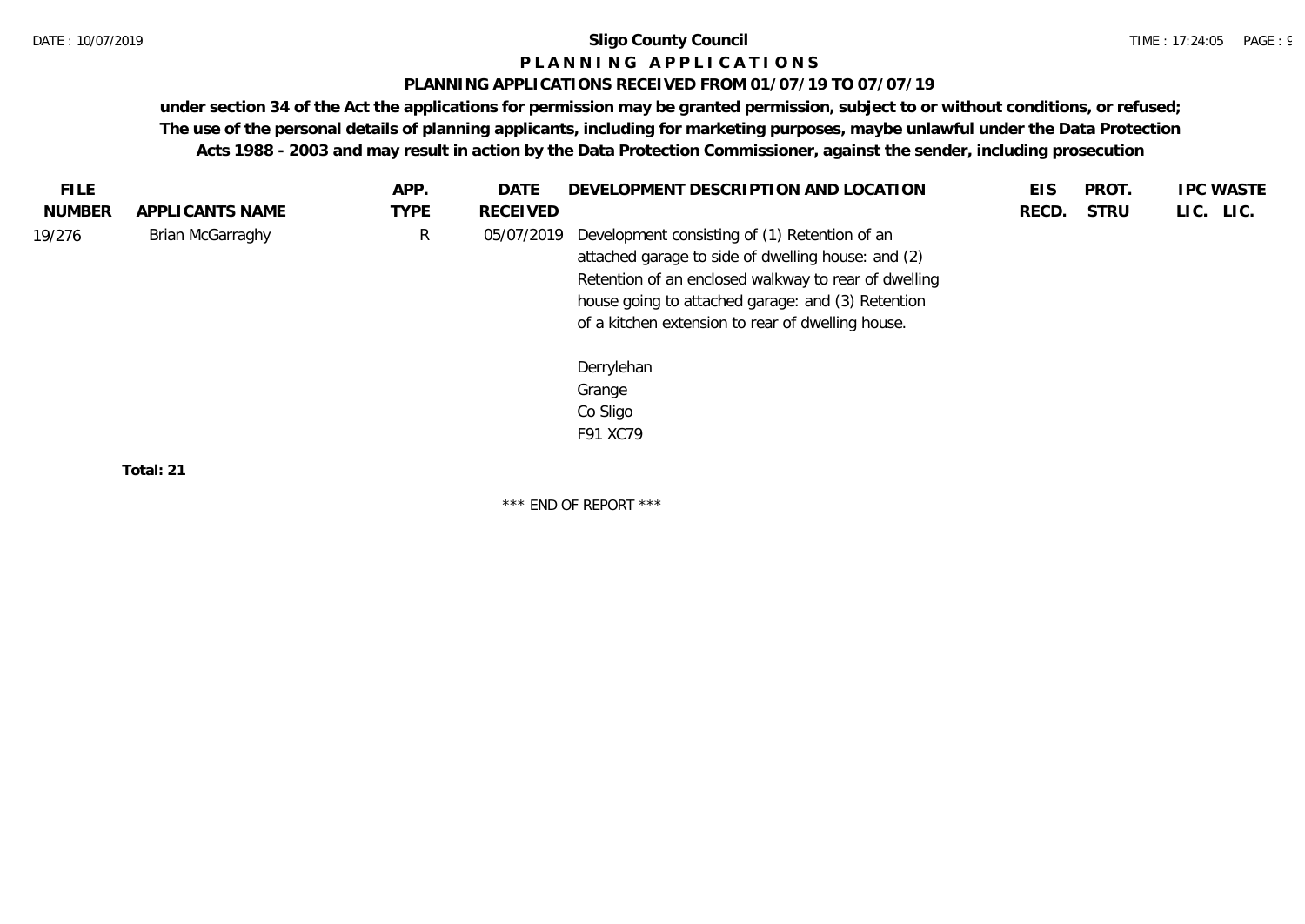**Sligo County Council**

**P L A N N I N G   A P P L I C A T I O N S**

**PLANNING APPLICATIONS RECEIVED FROM 01/07/19 TO 07/07/19**

**under section 34 of the Act the applications for permission may be granted permission, subject to or without conditions, or refused; The use of the personal details of planning applicants, including for marketing purposes, maybe unlawful under the Data Protection Acts 1988 - 2003 and may result in action by the Data Protection Commissioner, against the sender, including prosecution**

| FILE NUMBER | APPLICANTS NAME | APP. TYPE | DATE RECEIVED | DEVELOPMENT DESCRIPTION AND LOCATION | EIS RECD. | PROT. STRU | IPC LIC. | WASTE LIC. |
|---|---|---|---|---|---|---|---|---|
| 19/276 | Brian McGarraghy | R | 05/07/2019 | Development consisting of (1) Retention of an attached garage to side of dwelling house: and (2) Retention of an enclosed walkway to rear of dwelling house going to attached garage: and (3) Retention of a kitchen extension to rear of dwelling house.<br><br>Derrylehan<br>Grange<br>Co Sligo<br>F91 XC79 | | | | |

**Total: 21**

\*\*\* END OF REPORT \*\*\*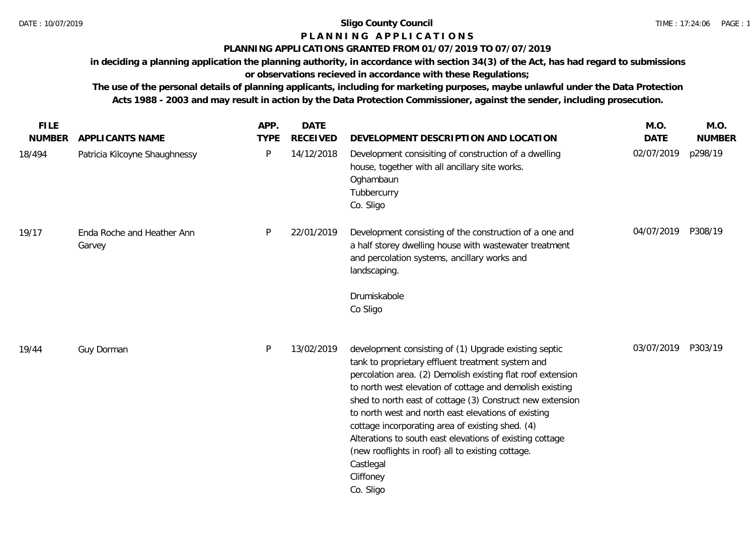**Sligo County Council**

**P L A N N I N G   A P P L I C A T I O N S**

**PLANNING APPLICATIONS GRANTED FROM 01/07/2019 TO 07/07/2019**

**in deciding a planning application the planning authority, in accordance with section 34(3) of the Act, has had regard to submissions or observations recieved in accordance with these Regulations;**

**The use of the personal details of planning applicants, including for marketing purposes, maybe unlawful under the Data Protection Acts 1988 - 2003 and may result in action by the Data Protection Commissioner, against the sender, including prosecution.**

| FILE NUMBER | APPLICANTS NAME | APP. TYPE | DATE RECEIVED | DEVELOPMENT DESCRIPTION AND LOCATION | M.O. DATE | M.O. NUMBER |
|---|---|---|---|---|---|---|
| 18/494 | Patricia Kilcoyne Shaughnessy | P | 14/12/2018 | Development consisiting of construction of a dwelling house, together with all ancillary site works.<br>Oghambaun<br>Tubbercurry<br>Co. Sligo | 02/07/2019 | p298/19 |
| 19/17 | Enda Roche and Heather Ann Garvey | P | 22/01/2019 | Development consisting of the construction of a one and a half storey dwelling house with wastewater treatment and percolation systems, ancillary works and landscaping.<br><br>Drumiskabole<br>Co Sligo | 04/07/2019 | P308/19 |
| 19/44 | Guy Dorman | P | 13/02/2019 | development consisting of (1) Upgrade existing septic tank to proprietary effluent treatment system and percolation area. (2) Demolish existing flat roof extension to north west elevation of cottage and demolish existing shed to north east of cottage (3) Construct new extension to north west and north east elevations of existing cottage incorporating area of existing shed. (4) Alterations to south east elevations of existing cottage (new rooflights in roof) all to existing cottage.<br>Castlegal<br>Cliffoney<br>Co. Sligo | 03/07/2019 | P303/19 |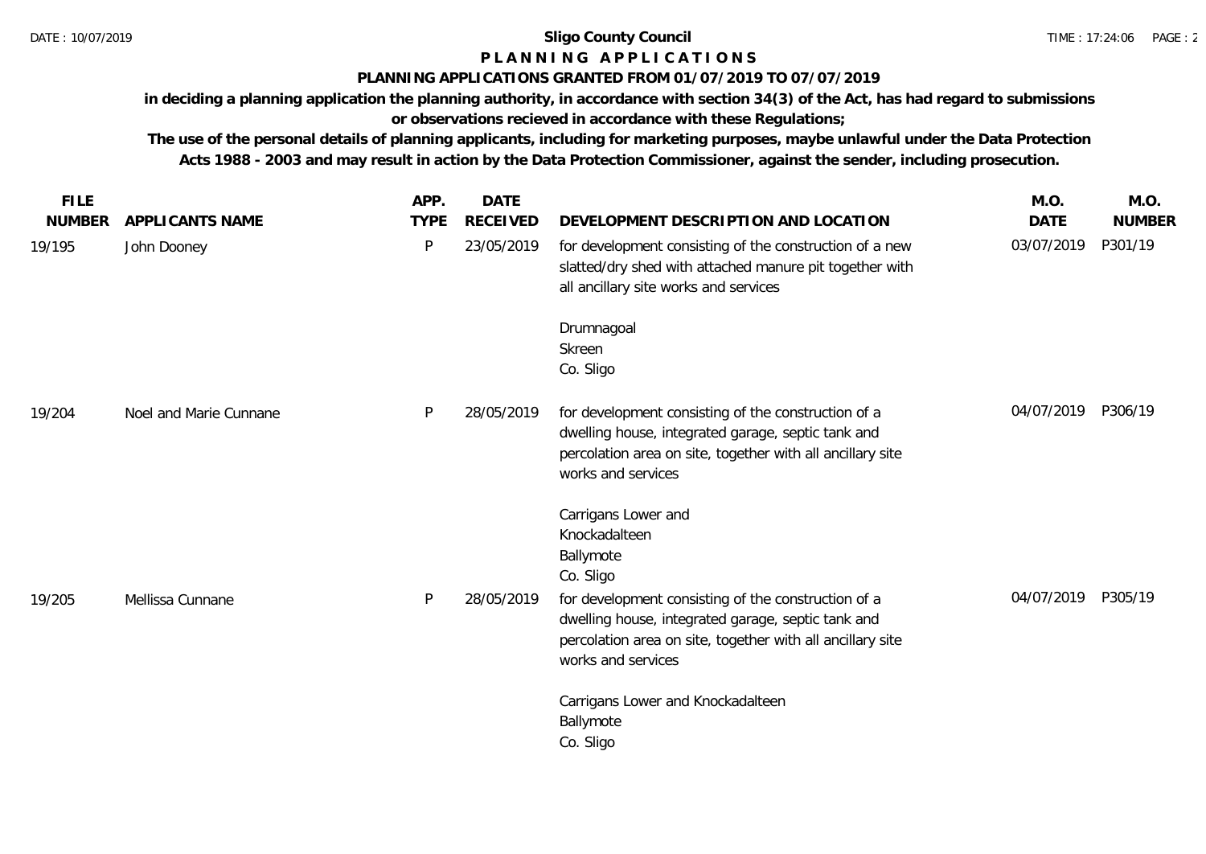**Sligo County Council**

**P L A N N I N G   A P P L I C A T I O N S**

**PLANNING APPLICATIONS GRANTED FROM 01/07/2019 TO 07/07/2019**

**in deciding a planning application the planning authority, in accordance with section 34(3) of the Act, has had regard to submissions or observations recieved in accordance with these Regulations;**

**The use of the personal details of planning applicants, including for marketing purposes, maybe unlawful under the Data Protection Acts 1988 - 2003 and may result in action by the Data Protection Commissioner, against the sender, including prosecution.**

| FILE NUMBER | APPLICANTS NAME | APP. TYPE | DATE RECEIVED | DEVELOPMENT DESCRIPTION AND LOCATION | M.O. DATE | M.O. NUMBER |
|---|---|---|---|---|---|---|
| 19/195 | John Dooney | P | 23/05/2019 | for development consisting of the construction of a new slatted/dry shed with attached manure pit together with all ancillary site works and services<br><br>Drumnagoal<br>Skreen<br>Co. Sligo | 03/07/2019 | P301/19 |
| 19/204 | Noel and Marie Cunnane | P | 28/05/2019 | for development consisting of the construction of a dwelling house, integrated garage, septic tank and percolation area on site, together with all ancillary site works and services<br><br>Carrigans Lower and<br>Knockadalteen<br>Ballymote<br>Co. Sligo | 04/07/2019 | P306/19 |
| 19/205 | Mellissa Cunnane | P | 28/05/2019 | for development consisting of the construction of a dwelling house, integrated garage, septic tank and percolation area on site, together with all ancillary site works and services<br><br>Carrigans Lower and Knockadalteen<br>Ballymote<br>Co. Sligo | 04/07/2019 | P305/19 |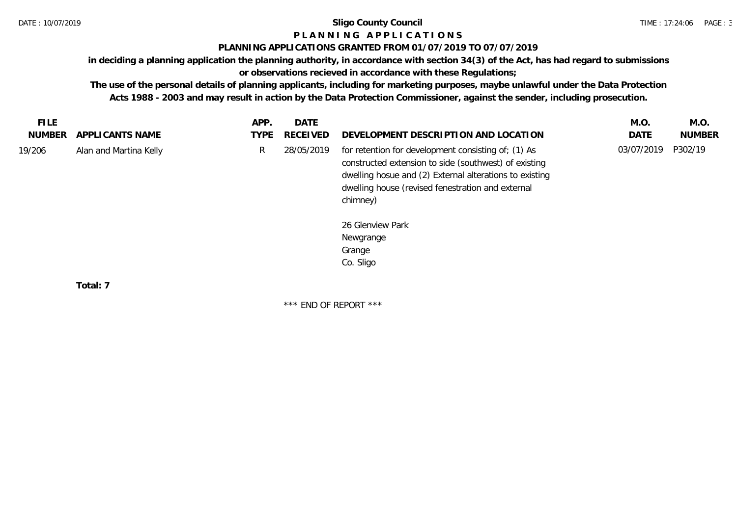**Sligo County Council**

**P L A N N I N G  A P P L I C A T I O N S**

**PLANNING APPLICATIONS GRANTED FROM 01/07/2019 TO 07/07/2019**

**in deciding a planning application the planning authority, in accordance with section 34(3) of the Act, has had regard to submissions or observations recieved in accordance with these Regulations;**

**The use of the personal details of planning applicants, including for marketing purposes, maybe unlawful under the Data Protection Acts 1988 - 2003 and may result in action by the Data Protection Commissioner, against the sender, including prosecution.**

| FILE NUMBER | APPLICANTS NAME | APP. TYPE | DATE RECEIVED | DEVELOPMENT DESCRIPTION AND LOCATION | M.O. DATE | M.O. NUMBER |
|---|---|---|---|---|---|---|
| 19/206 | Alan and Martina Kelly | R | 28/05/2019 | for retention for development consisting of; (1) As constructed extension to side (southwest) of existing dwelling hosue and (2) External alterations to existing dwelling house (revised fenestration and external chimney)<br><br>26 Glenview Park<br>Newgrange<br>Grange<br>Co. Sligo | 03/07/2019 | P302/19 |

**Total: 7**

\*\*\* END OF REPORT \*\*\*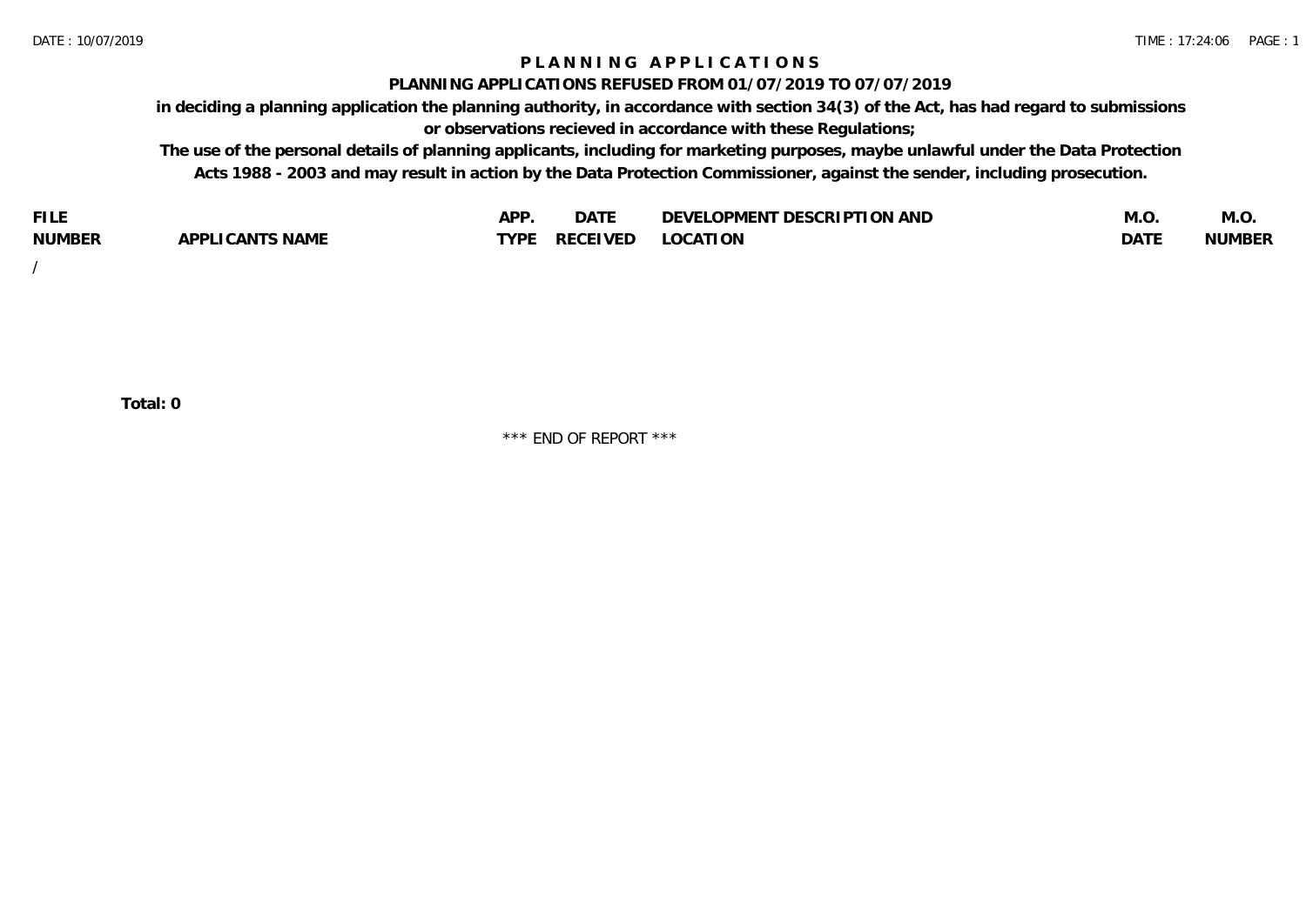# PLANNING APPLICATIONS

## PLANNING APPLICATIONS REFUSED FROM 01/07/2019 TO 07/07/2019

**in deciding a planning application the planning authority, in accordance with section 34(3) of the Act, has had regard to submissions or observations recieved in accordance with these Regulations;**

**The use of the personal details of planning applicants, including for marketing purposes, maybe unlawful under the Data Protection Acts 1988 - 2003 and may result in action by the Data Protection Commissioner, against the sender, including prosecution.**

| FILE NUMBER | APPLICANTS NAME | APP. TYPE | DATE RECEIVED | DEVELOPMENT DESCRIPTION AND LOCATION | M.O. DATE | M.O. NUMBER |
|---|---|---|---|---|---|---|
| / | | | | | | |

**Total: 0**

*** END OF REPORT ***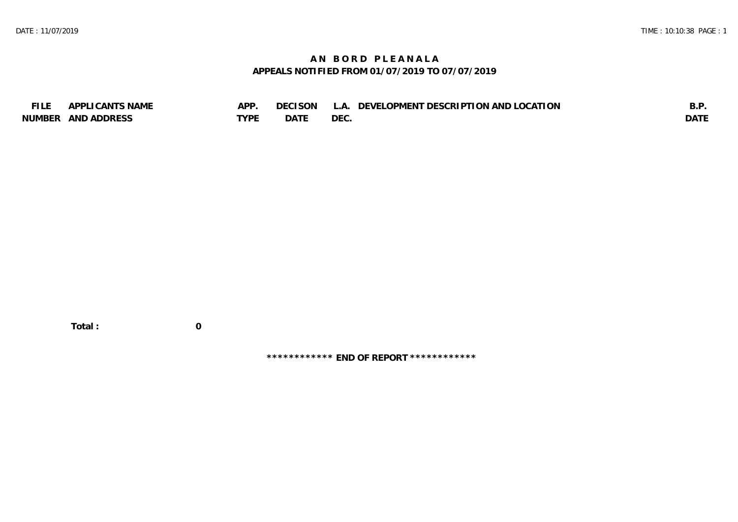# AN BORD PLEANALA

## APPEALS NOTIFIED FROM 01/07/2019 TO 07/07/2019

| FILE NUMBER | APPLICANTS NAME AND ADDRESS | APP. TYPE | DECISON DATE | L.A. DEC. | DEVELOPMENT DESCRIPTION AND LOCATION | B.P. DATE |
|---|---|---|---|---|---|---|

**Total : 0**

**************************** END OF REPORT ****************************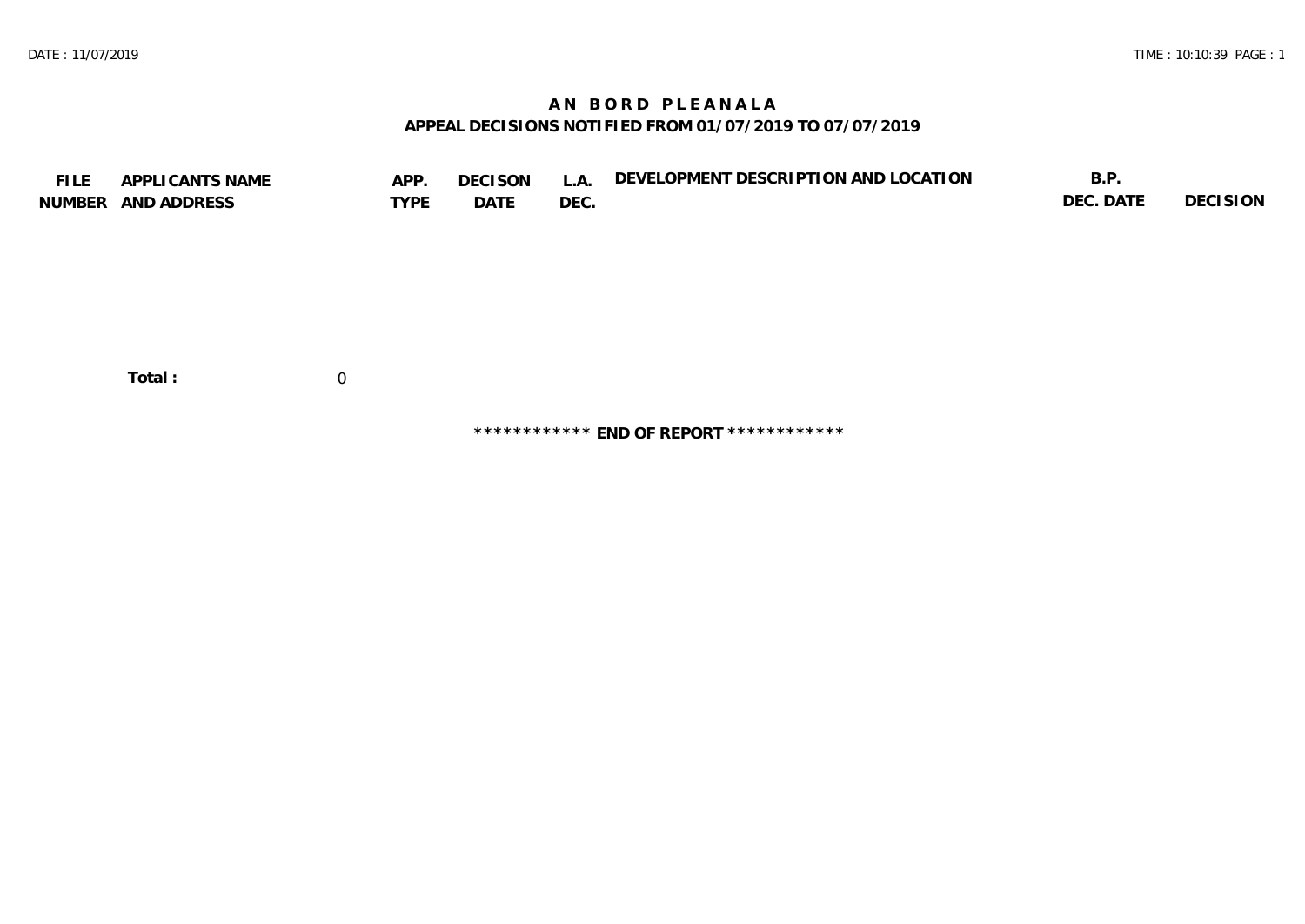# AN BORD PLEANALA

## APPEAL DECISIONS NOTIFIED FROM 01/07/2019 TO 07/07/2019

| FILE NUMBER | APPLICANTS NAME AND ADDRESS | APP. TYPE | DECISON DATE | L.A. DEC. | DEVELOPMENT DESCRIPTION AND LOCATION | B.P. DEC. DATE | DECISION |
|---|---|---|---|---|---|---|---|

**Total :** 0

************ **END OF REPORT** ************